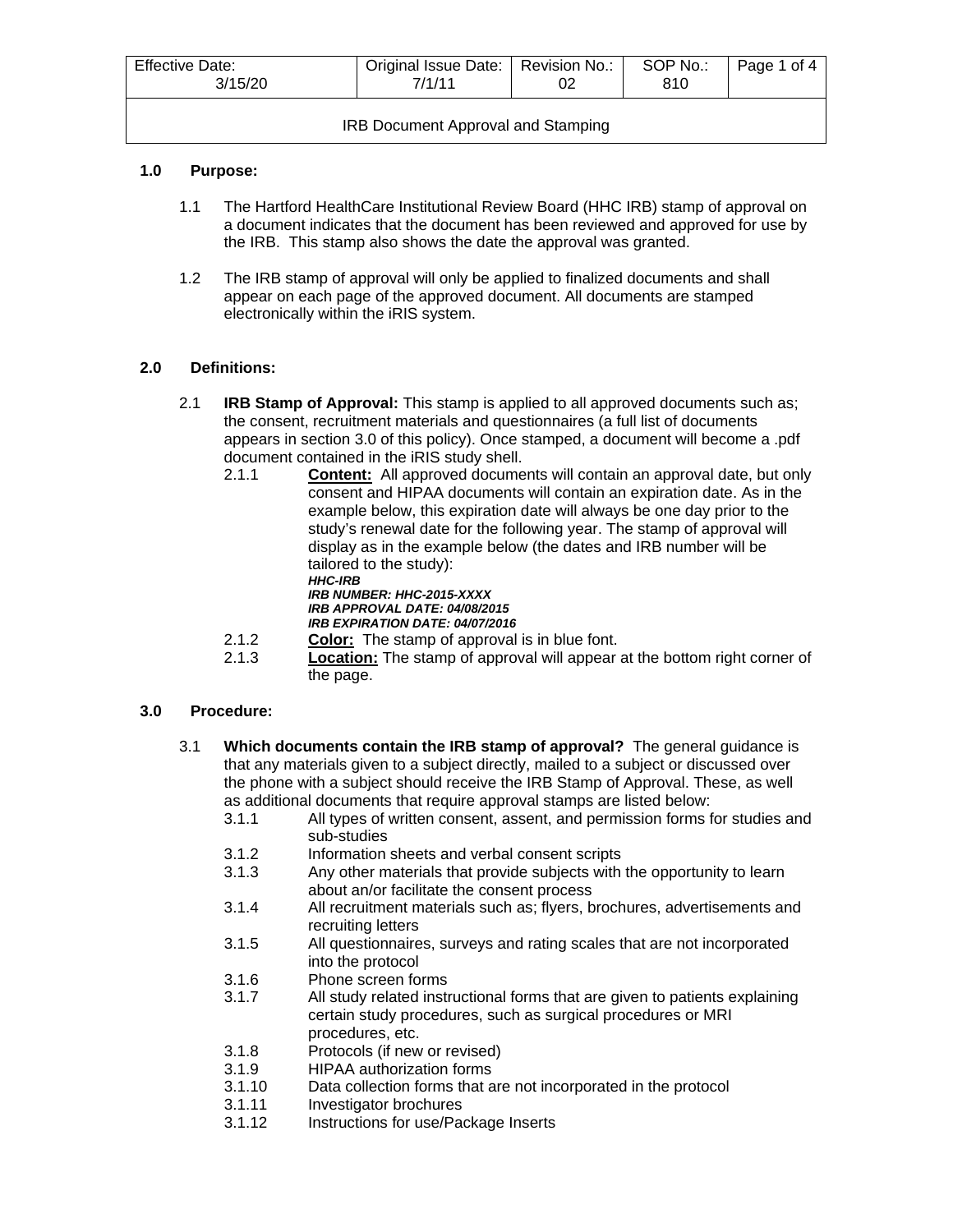| Effective Date: 3/15/20 | Original Issue Date: 7/1/11 | Revision No.: 02 | SOP No.: 810 | Page 1 of 4 |
|---|---|---|---|---|
| IRB Document Approval and Stamping | | | | |

## 1.0 Purpose:

1.1 The Hartford HealthCare Institutional Review Board (HHC IRB) stamp of approval on a document indicates that the document has been reviewed and approved for use by the IRB. This stamp also shows the date the approval was granted.

1.2 The IRB stamp of approval will only be applied to finalized documents and shall appear on each page of the approved document. All documents are stamped electronically within the iRIS system.

## 2.0 Definitions:

2.1 **IRB Stamp of Approval:** This stamp is applied to all approved documents such as; the consent, recruitment materials and questionnaires (a full list of documents appears in section 3.0 of this policy). Once stamped, a document will become a .pdf document contained in the iRIS study shell.

2.1.1 **Content:** All approved documents will contain an approval date, but only consent and HIPAA documents will contain an expiration date. As in the example below, this expiration date will always be one day prior to the study's renewal date for the following year. The stamp of approval will display as in the example below (the dates and IRB number will be tailored to the study):

***HHC-IRB***
***IRB NUMBER: HHC-2015-XXXX***
***IRB APPROVAL DATE: 04/08/2015***
***IRB EXPIRATION DATE: 04/07/2016***

2.1.2 **Color:** The stamp of approval is in blue font.

2.1.3 **Location:** The stamp of approval will appear at the bottom right corner of the page.

## 3.0 Procedure:

3.1 **Which documents contain the IRB stamp of approval?** The general guidance is that any materials given to a subject directly, mailed to a subject or discussed over the phone with a subject should receive the IRB Stamp of Approval. These, as well as additional documents that require approval stamps are listed below:

3.1.1 All types of written consent, assent, and permission forms for studies and sub-studies

3.1.2 Information sheets and verbal consent scripts

3.1.3 Any other materials that provide subjects with the opportunity to learn about an/or facilitate the consent process

3.1.4 All recruitment materials such as; flyers, brochures, advertisements and recruiting letters

3.1.5 All questionnaires, surveys and rating scales that are not incorporated into the protocol

3.1.6 Phone screen forms

3.1.7 All study related instructional forms that are given to patients explaining certain study procedures, such as surgical procedures or MRI procedures, etc.

3.1.8 Protocols (if new or revised)

3.1.9 HIPAA authorization forms

3.1.10 Data collection forms that are not incorporated in the protocol

3.1.11 Investigator brochures

3.1.12 Instructions for use/Package Inserts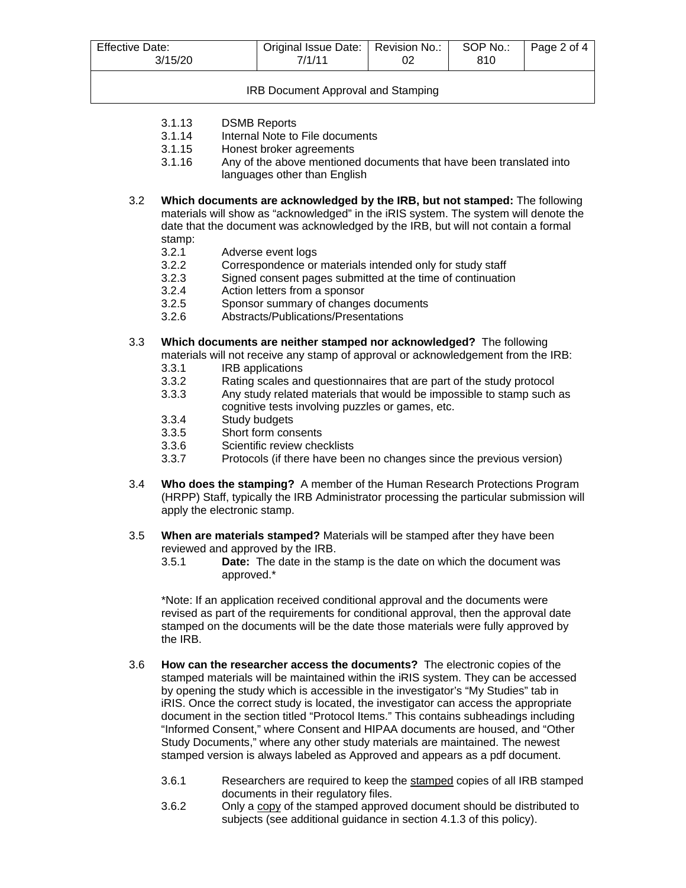3.1.13 DSMB Reports
3.1.14 Internal Note to File documents
3.1.15 Honest broker agreements
3.1.16 Any of the above mentioned documents that have been translated into languages other than English

3.2 **Which documents are acknowledged by the IRB, but not stamped:** The following materials will show as "acknowledged" in the iRIS system. The system will denote the date that the document was acknowledged by the IRB, but will not contain a formal stamp:

3.2.1 Adverse event logs
3.2.2 Correspondence or materials intended only for study staff
3.2.3 Signed consent pages submitted at the time of continuation
3.2.4 Action letters from a sponsor
3.2.5 Sponsor summary of changes documents
3.2.6 Abstracts/Publications/Presentations

3.3 **Which documents are neither stamped nor acknowledged?** The following materials will not receive any stamp of approval or acknowledgement from the IRB:

3.3.1 IRB applications
3.3.2 Rating scales and questionnaires that are part of the study protocol
3.3.3 Any study related materials that would be impossible to stamp such as cognitive tests involving puzzles or games, etc.
3.3.4 Study budgets
3.3.5 Short form consents
3.3.6 Scientific review checklists
3.3.7 Protocols (if there have been no changes since the previous version)

3.4 **Who does the stamping?** A member of the Human Research Protections Program (HRPP) Staff, typically the IRB Administrator processing the particular submission will apply the electronic stamp.

3.5 **When are materials stamped?** Materials will be stamped after they have been reviewed and approved by the IRB.

3.5.1 **Date:** The date in the stamp is the date on which the document was approved.*

*Note: If an application received conditional approval and the documents were revised as part of the requirements for conditional approval, then the approval date stamped on the documents will be the date those materials were fully approved by the IRB.

3.6 **How can the researcher access the documents?** The electronic copies of the stamped materials will be maintained within the iRIS system. They can be accessed by opening the study which is accessible in the investigator's "My Studies" tab in iRIS. Once the correct study is located, the investigator can access the appropriate document in the section titled "Protocol Items." This contains subheadings including "Informed Consent," where Consent and HIPAA documents are housed, and "Other Study Documents," where any other study materials are maintained. The newest stamped version is always labeled as Approved and appears as a pdf document.

3.6.1 Researchers are required to keep the <u>stamped</u> copies of all IRB stamped documents in their regulatory files.
3.6.2 Only a <u>copy</u> of the stamped approved document should be distributed to subjects (see additional guidance in section 4.1.3 of this policy).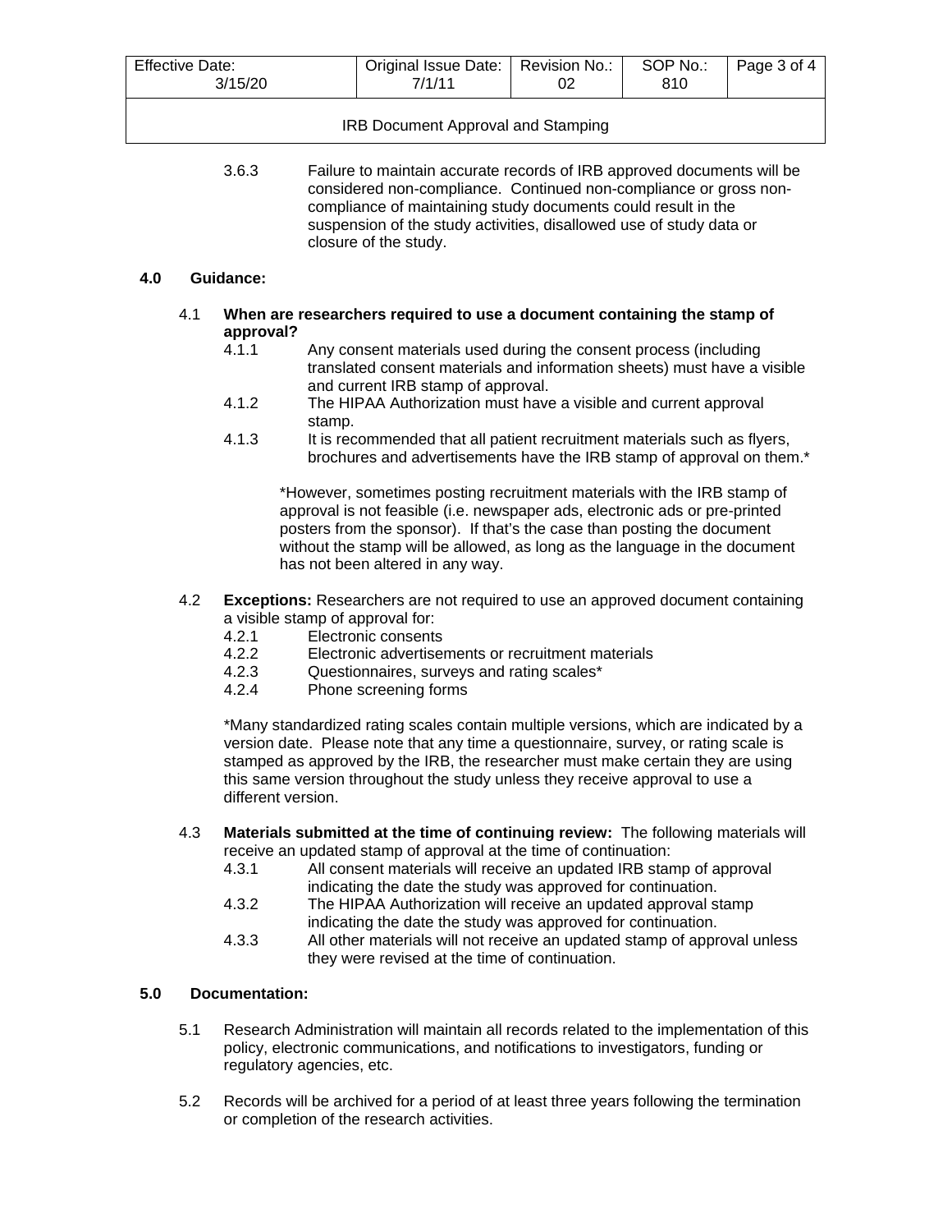3.6.3 Failure to maintain accurate records of IRB approved documents will be considered non-compliance. Continued non-compliance or gross non-compliance of maintaining study documents could result in the suspension of the study activities, disallowed use of study data or closure of the study.

## 4.0 Guidance:

### 4.1 When are researchers required to use a document containing the stamp of approval?

4.1.1 Any consent materials used during the consent process (including translated consent materials and information sheets) must have a visible and current IRB stamp of approval.

4.1.2 The HIPAA Authorization must have a visible and current approval stamp.

4.1.3 It is recommended that all patient recruitment materials such as flyers, brochures and advertisements have the IRB stamp of approval on them.*

*However, sometimes posting recruitment materials with the IRB stamp of approval is not feasible (i.e. newspaper ads, electronic ads or pre-printed posters from the sponsor). If that's the case than posting the document without the stamp will be allowed, as long as the language in the document has not been altered in any way.

4.2 **Exceptions:** Researchers are not required to use an approved document containing a visible stamp of approval for:

4.2.1 Electronic consents

4.2.2 Electronic advertisements or recruitment materials

4.2.3 Questionnaires, surveys and rating scales*

4.2.4 Phone screening forms

*Many standardized rating scales contain multiple versions, which are indicated by a version date. Please note that any time a questionnaire, survey, or rating scale is stamped as approved by the IRB, the researcher must make certain they are using this same version throughout the study unless they receive approval to use a different version.

4.3 **Materials submitted at the time of continuing review:** The following materials will receive an updated stamp of approval at the time of continuation:

4.3.1 All consent materials will receive an updated IRB stamp of approval indicating the date the study was approved for continuation.

4.3.2 The HIPAA Authorization will receive an updated approval stamp indicating the date the study was approved for continuation.

4.3.3 All other materials will not receive an updated stamp of approval unless they were revised at the time of continuation.

## 5.0 Documentation:

5.1 Research Administration will maintain all records related to the implementation of this policy, electronic communications, and notifications to investigators, funding or regulatory agencies, etc.

5.2 Records will be archived for a period of at least three years following the termination or completion of the research activities.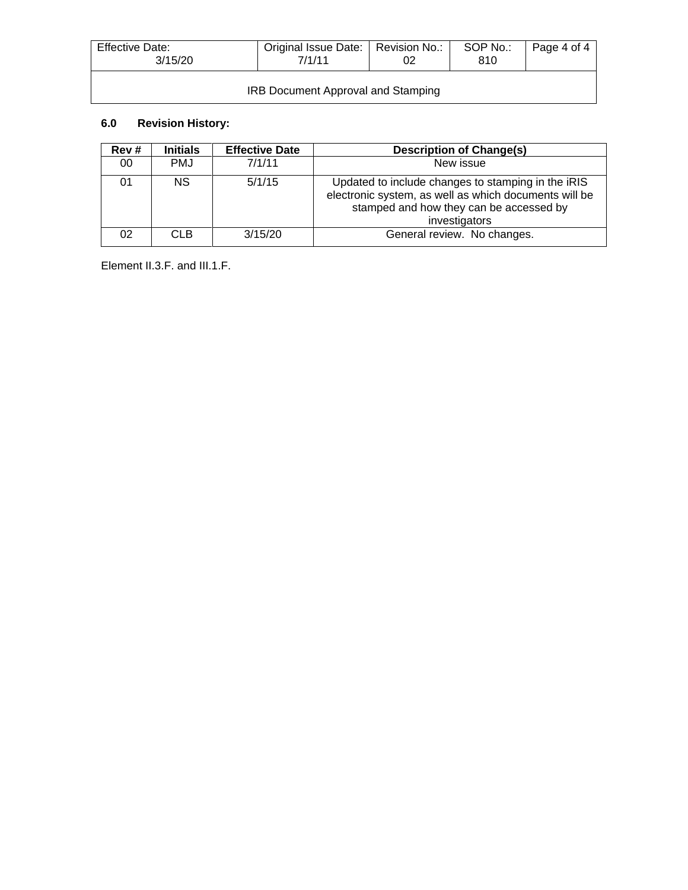### 6.0 Revision History:

| Rev # | Initials | Effective Date | Description of Change(s) |
|---|---|---|---|
| 00 | PMJ | 7/1/11 | New issue |
| 01 | NS | 5/1/15 | Updated to include changes to stamping in the iRIS electronic system, as well as which documents will be stamped and how they can be accessed by investigators |
| 02 | CLB | 3/15/20 | General review. No changes. |

Element II.3.F. and III.1.F.